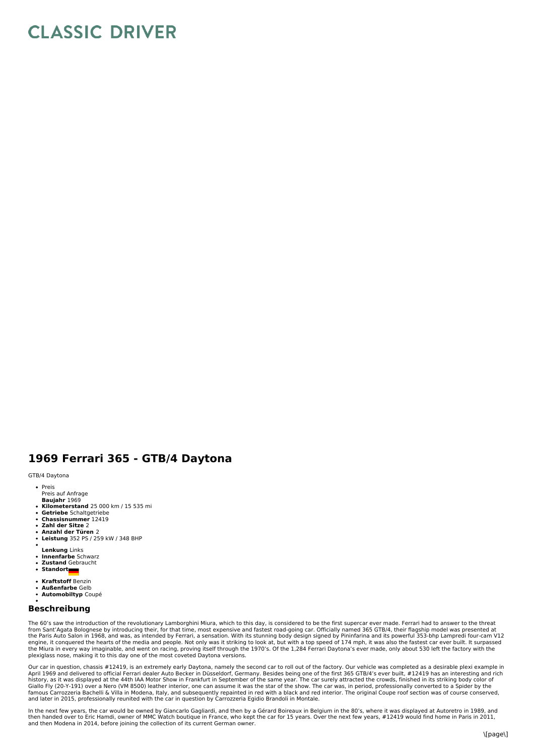# CLASSIC DRIVER

## 1969 Ferrari 365 - GTB/4 Daytona

GTB/4 Daytona

- Preis
  Preis auf Anfrage
  **Baujahr** 1969
- **Kilometerstand** 25 000 km / 15 535 mi
- **Getriebe** Schaltgetriebe
- **Chassisnummer** 12419
- **Zahl der Sitze** 2
- **Anzahl der Türen** 2
- **Leistung** 352 PS / 259 kW / 348 BHP
- **Lenkung** Links
- **Innenfarbe** Schwarz
- **Zustand** Gebraucht
- **Standort**
- **Kraftstoff** Benzin
- **Außenfarbe** Gelb
- **Automobiltyp** Coupé

## Beschreibung

The 60's saw the introduction of the revolutionary Lamborghini Miura, which to this day, is considered to be the first supercar ever made. Ferrari had to answer to the threat from Sant'Agata Bolognese by introducing their, for that time, most expensive and fastest road-going car. Officially named 365 GTB/4, their flagship model was presented at the Paris Auto Salon in 1968, and was, as intended by Ferrari, a sensation. With its stunning body design signed by Pininfarina and its powerful 353-bhp Lampredi four-cam V12 engine, it conquered the hearts of the media and people. Not only was it striking to look at, but with a top speed of 174 mph, it was also the fastest car ever built. It surpassed the Miura in every way imaginable, and went on racing, proving itself through the 1970's. Of the 1,284 Ferrari Daytona's ever made, only about 530 left the factory with the plexiglass nose, making it to this day one of the most coveted Daytona versions.

Our car in question, chassis #12419, is an extremely early Daytona, namely the second car to roll out of the factory. Our vehicle was completed as a desirable plexi example in April 1969 and delivered to official Ferrari dealer Auto Becker in Düsseldorf, Germany. Besides being one of the first 365 GTB/4's ever built, #12419 has an interesting and rich history, as it was displayed at the 44th IAA Motor Show in Frankfurt in September of the same year. The car surely attracted the crowds, finished in its striking body color of Giallo Fly (20-Y-191) over a Nero (VM 8500) leather interior, one can assume it was the star of the show. The car was, in period, professionally converted to a Spider by the famous Carrozzeria Bachelli & Villa in Modena, Italy, and subsequently repainted in red with a black and red interior. The original Coupe roof section was of course conserved, and later in 2015, professionally reunited with the car in question by Carrozzeria Egidio Brandoli in Montale.

In the next few years, the car would be owned by Giancarlo Gagliardi, and then by a Gérard Boireaux in Belgium in the 80's, where it was displayed at Autoretro in 1989, and then handed over to Eric Hamdi, owner of MMC Watch boutique in France, who kept the car for 15 years. Over the next few years, #12419 would find home in Paris in 2011, and then Modena in 2014, before joining the collection of its current German owner.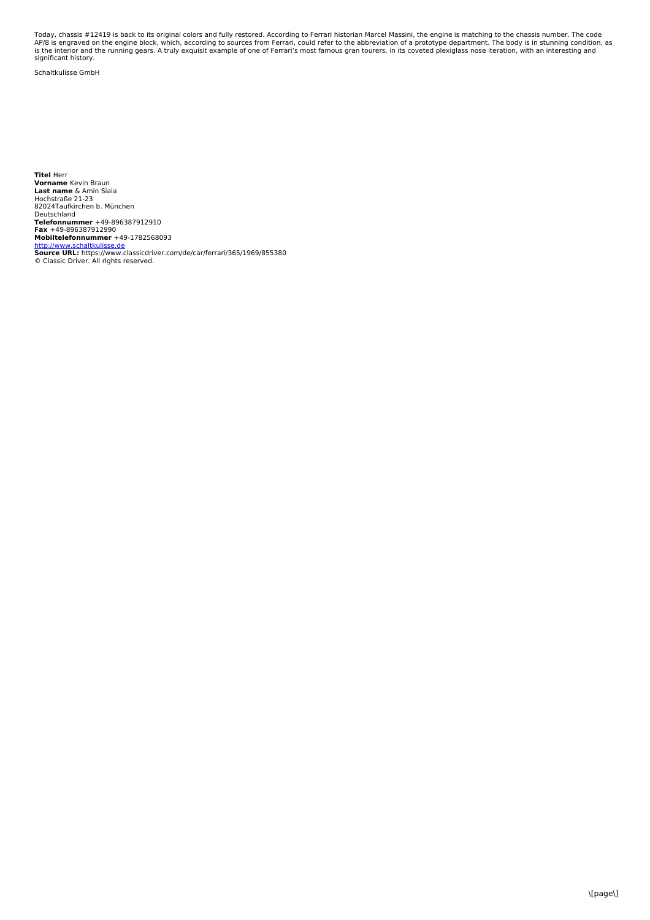Today, chassis #12419 is back to its original colors and fully restored. According to Ferrari historian Marcel Massini, the engine is matching to the chassis number. The code AP/8 is engraved on the engine block, which, according to sources from Ferrari, could refer to the abbreviation of a prototype department. The body is in stunning condition, as is the interior and the running gears. A truly exquisit example of one of Ferrari's most famous gran tourers, in its coveted plexiglass nose iteration, with an interesting and significant history.

Schaltkulisse GmbH

**Titel** Herr
**Vorname** Kevin Braun
**Last name** & Amin Siala
Hochstraße 21-23
82024Taufkirchen b. München
Deutschland
**Telefonnummer** +49-896387912910
**Fax** +49-896387912990
**Mobiltelefonnummer** +49-1782568093
[http://www.schaltkulisse.de](http://www.schaltkulisse.de)
**Source URL:** https://www.classicdriver.com/de/car/ferrari/365/1969/855380
© Classic Driver. All rights reserved.